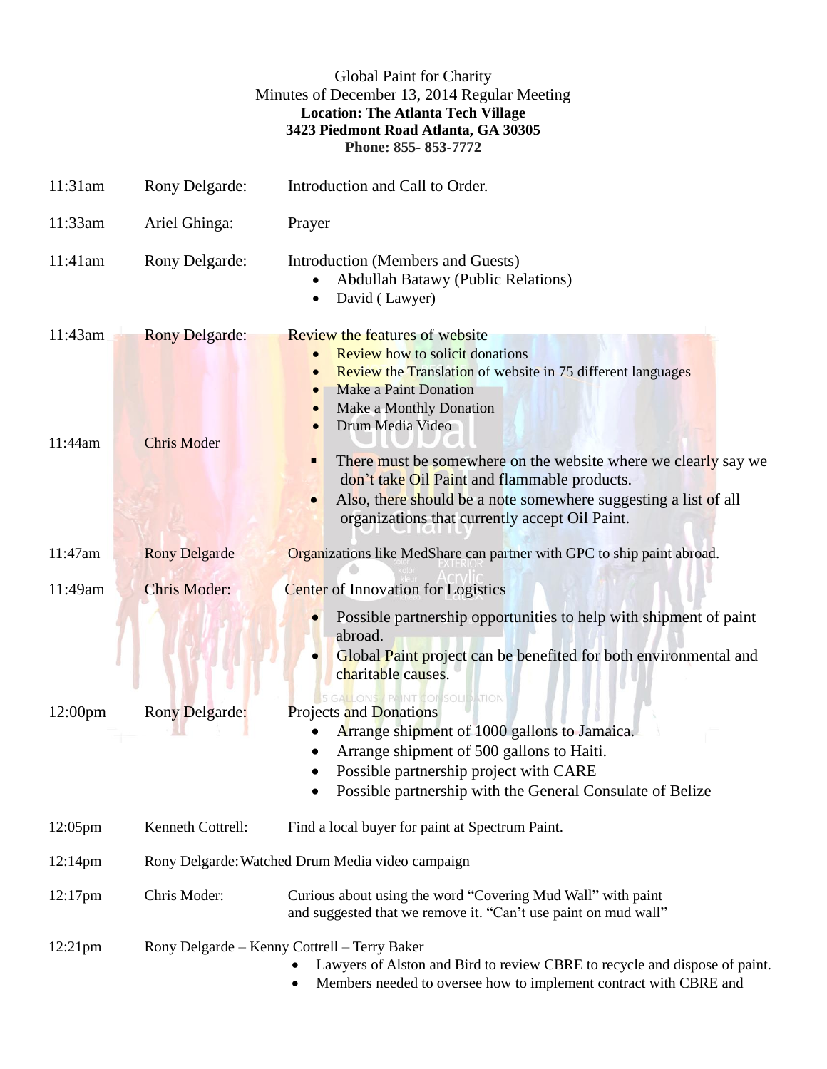# Global Paint for Charity

Minutes of December 13, 2014 Regular Meeting

**Location: The Atlanta Tech Village**
**3423 Piedmont Road Atlanta, GA 30305**
**Phone: 855- 853-7772**

| Time | Speaker | Item |
|---|---|---|
| 11:31am | Rony Delgarde: | Introduction and Call to Order. |
| 11:33am | Ariel Ghinga: | Prayer |
| 11:41am | Rony Delgarde: | Introduction (Members and Guests)<br>• Abdullah Batawy (Public Relations)<br>• David ( Lawyer) |
| 11:43am | Rony Delgarde: | Review the features of website<br>• Review how to solicit donations<br>• Review the Translation of website in 75 different languages<br>• Make a Paint Donation<br>• Make a Monthly Donation<br>• Drum Media Video |
| 11:44am | Chris Moder | ▪ There must be somewhere on the website where we clearly say we don't take Oil Paint and flammable products.<br>• Also, there should be a note somewhere suggesting a list of all organizations that currently accept Oil Paint. |
| 11:47am | Rony Delgarde | Organizations like MedShare can partner with GPC to ship paint abroad. |
| 11:49am | Chris Moder: | Center of Innovation for Logistics<br>• Possible partnership opportunities to help with shipment of paint abroad.<br>• Global Paint project can be benefited for both environmental and charitable causes. |
| 12:00pm | Rony Delgarde: | Projects and Donations<br>• Arrange shipment of 1000 gallons to Jamaica.<br>• Arrange shipment of 500 gallons to Haiti.<br>• Possible partnership project with CARE<br>• Possible partnership with the General Consulate of Belize |
| 12:05pm | Kenneth Cottrell: | Find a local buyer for paint at Spectrum Paint. |
| 12:14pm | Rony Delgarde: Watched Drum Media video campaign | |
| 12:17pm | Chris Moder: | Curious about using the word "Covering Mud Wall" with paint and suggested that we remove it. "Can't use paint on mud wall" |
| 12:21pm | Rony Delgarde – Kenny Cottrell – Terry Baker | • Lawyers of Alston and Bird to review CBRE to recycle and dispose of paint.<br>• Members needed to oversee how to implement contract with CBRE and |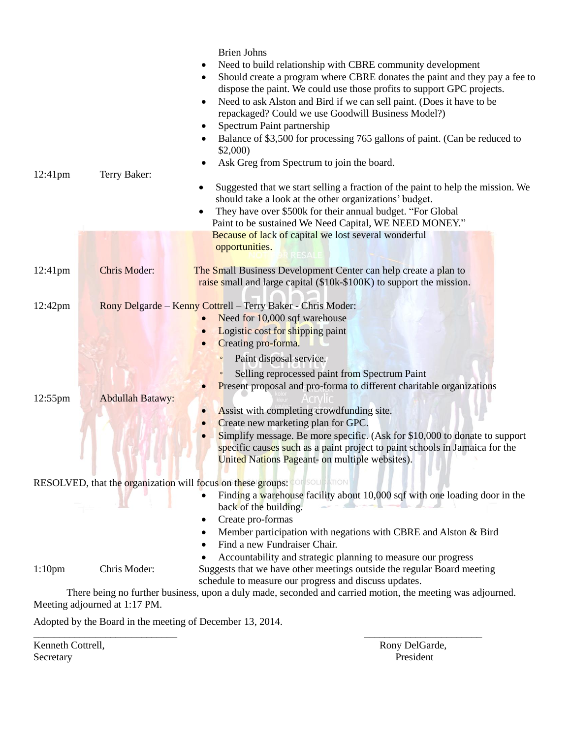Brien Johns

- Need to build relationship with CBRE community development
- Should create a program where CBRE donates the paint and they pay a fee to dispose the paint. We could use those profits to support GPC projects.
- Need to ask Alston and Bird if we can sell paint. (Does it have to be repackaged? Could we use Goodwill Business Model?)
- Spectrum Paint partnership
- Balance of $3,500 for processing 765 gallons of paint. (Can be reduced to $2,000)
- Ask Greg from Spectrum to join the board.

12:41pm Terry Baker:

- Suggested that we start selling a fraction of the paint to help the mission. We should take a look at the other organizations' budget.
- They have over $500k for their annual budget. "For Global Paint to be sustained We Need Capital, WE NEED MONEY." Because of lack of capital we lost several wonderful opportunities.

12:41pm Chris Moder: The Small Business Development Center can help create a plan to raise small and large capital ($10k-$100K) to support the mission.

12:42pm Rony Delgarde – Kenny Cottrell – Terry Baker - Chris Moder:

- Need for 10,000 sqf warehouse
- Logistic cost for shipping paint
- Creating pro-forma.
  - Paint disposal service.
  - Selling reprocessed paint from Spectrum Paint
- Present proposal and pro-forma to different charitable organizations

12:55pm Abdullah Batawy:

- Assist with completing crowdfunding site.
- Create new marketing plan for GPC.
- Simplify message. Be more specific. (Ask for $10,000 to donate to support specific causes such as a paint project to paint schools in Jamaica for the United Nations Pageant- on multiple websites).

RESOLVED, that the organization will focus on these groups:

- Finding a warehouse facility about 10,000 sqf with one loading door in the back of the building.
- Create pro-formas
- Member participation with negations with CBRE and Alston & Bird
- Find a new Fundraiser Chair.
- Accountability and strategic planning to measure our progress

1:10pm Chris Moder: Suggests that we have other meetings outside the regular Board meeting schedule to measure our progress and discuss updates.

There being no further business, upon a duly made, seconded and carried motion, the meeting was adjourned. Meeting adjourned at 1:17 PM.

Adopted by the Board in the meeting of December 13, 2014.

\_\_\_\_\_\_\_\_\_\_\_\_\_\_\_\_\_\_\_\_\_\_\_\_\_\_\_\_

Kenneth Cottrell,
Secretary

\_\_\_\_\_\_\_\_\_\_\_\_\_\_\_\_\_\_\_\_\_\_\_\_\_\_\_\_

Rony DelGarde,
President